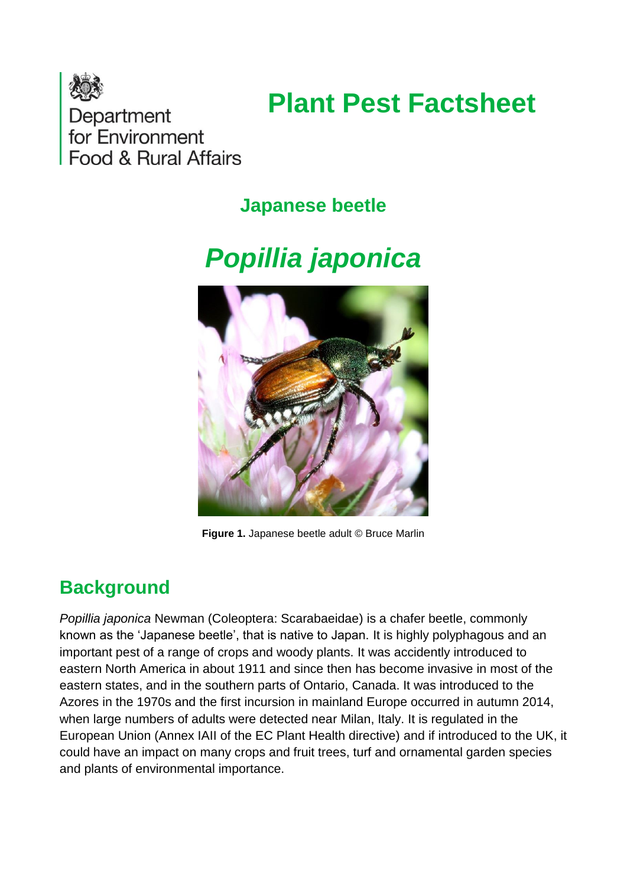Department for Environment Food & Rural Affairs

# Plant Pest Factsheet

## Japanese beetle

# *Popillia japonica*

**Figure 1.** Japanese beetle adult © Bruce Marlin

## Background

*Popillia japonica* Newman (Coleoptera: Scarabaeidae) is a chafer beetle, commonly known as the 'Japanese beetle', that is native to Japan. It is highly polyphagous and an important pest of a range of crops and woody plants. It was accidently introduced to eastern North America in about 1911 and since then has become invasive in most of the eastern states, and in the southern parts of Ontario, Canada. It was introduced to the Azores in the 1970s and the first incursion in mainland Europe occurred in autumn 2014, when large numbers of adults were detected near Milan, Italy. It is regulated in the European Union (Annex IAII of the EC Plant Health directive) and if introduced to the UK, it could have an impact on many crops and fruit trees, turf and ornamental garden species and plants of environmental importance.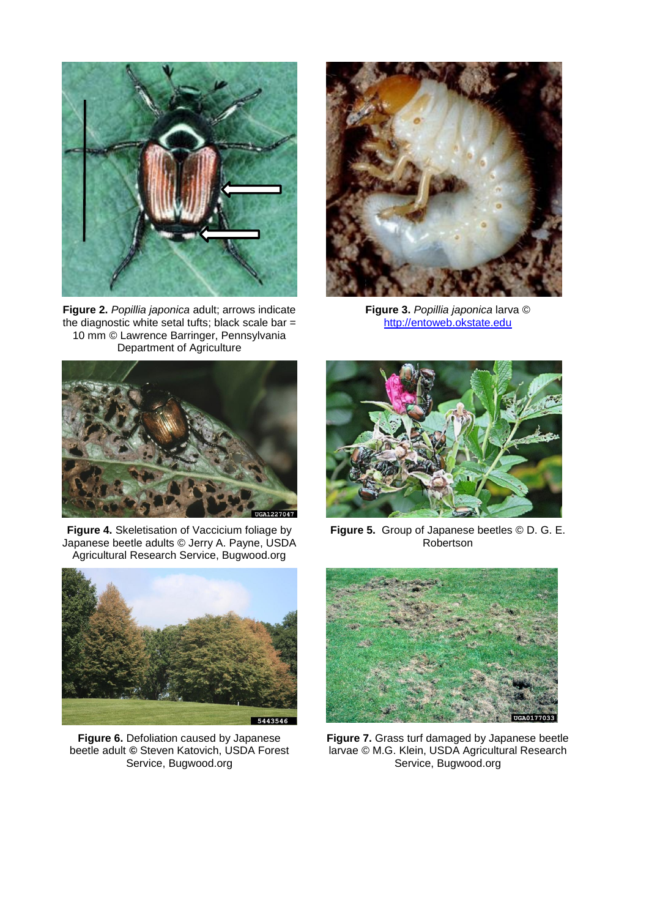**Figure 2.** *Popillia japonica* adult; arrows indicate the diagnostic white setal tufts; black scale bar = 10 mm © Lawrence Barringer, Pennsylvania Department of Agriculture

**Figure 3.** *Popillia japonica* larva © http://entoweb.okstate.edu

**Figure 4.** Skeletisation of Vaccicium foliage by Japanese beetle adults © Jerry A. Payne, USDA Agricultural Research Service, Bugwood.org

**Figure 5.** Group of Japanese beetles © D. G. E. Robertson

**Figure 6.** Defoliation caused by Japanese beetle adult **©** Steven Katovich, USDA Forest Service, Bugwood.org

**Figure 7.** Grass turf damaged by Japanese beetle larvae © M.G. Klein, USDA Agricultural Research Service, Bugwood.org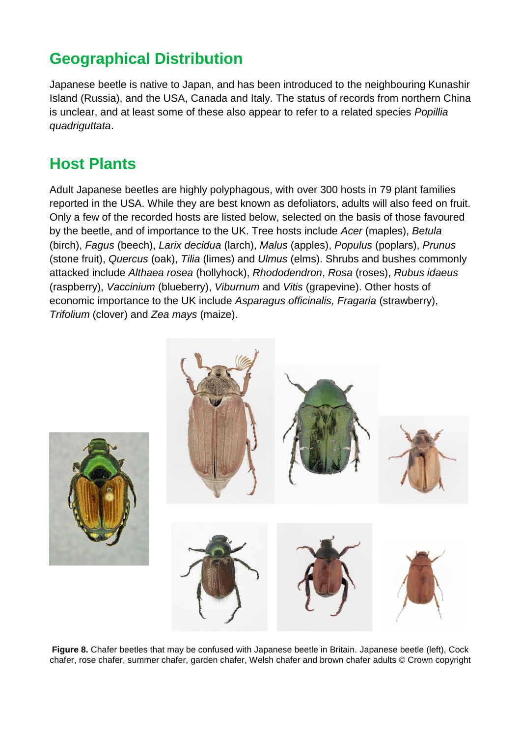## Geographical Distribution

Japanese beetle is native to Japan, and has been introduced to the neighbouring Kunashir Island (Russia), and the USA, Canada and Italy. The status of records from northern China is unclear, and at least some of these also appear to refer to a related species *Popillia quadriguttata*.

## Host Plants

Adult Japanese beetles are highly polyphagous, with over 300 hosts in 79 plant families reported in the USA. While they are best known as defoliators, adults will also feed on fruit. Only a few of the recorded hosts are listed below, selected on the basis of those favoured by the beetle, and of importance to the UK. Tree hosts include *Acer* (maples), *Betula* (birch), *Fagus* (beech), *Larix decidua* (larch), *Malus* (apples), *Populus* (poplars), *Prunus* (stone fruit), *Quercus* (oak), *Tilia* (limes) and *Ulmus* (elms). Shrubs and bushes commonly attacked include *Althaea rosea* (hollyhock), *Rhododendron*, *Rosa* (roses), *Rubus idaeus* (raspberry), *Vaccinium* (blueberry), *Viburnum* and *Vitis* (grapevine). Other hosts of economic importance to the UK include *Asparagus officinalis, Fragaria* (strawberry), *Trifolium* (clover) and *Zea mays* (maize).

**Figure 8.** Chafer beetles that may be confused with Japanese beetle in Britain. Japanese beetle (left), Cock chafer, rose chafer, summer chafer, garden chafer, Welsh chafer and brown chafer adults © Crown copyright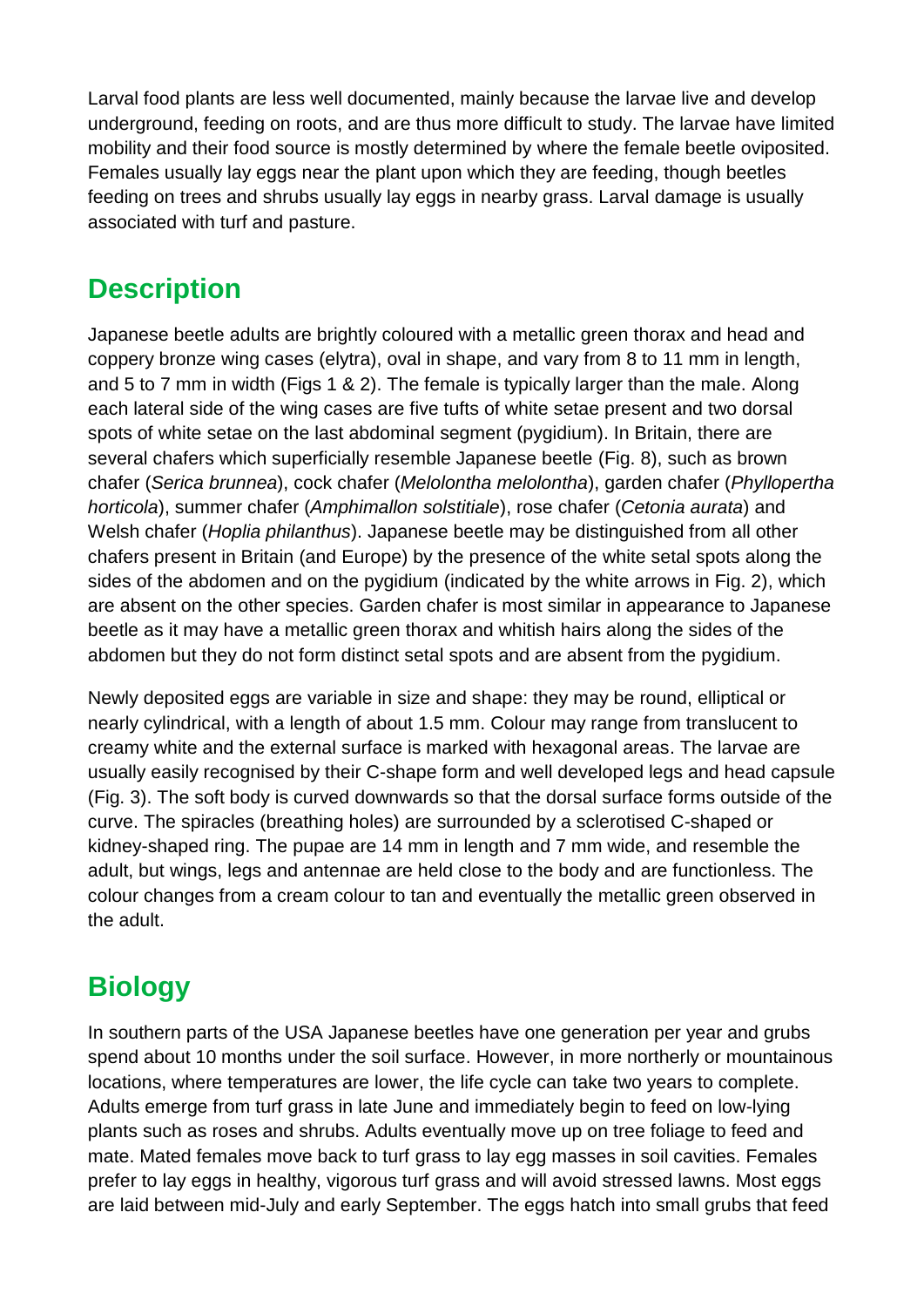Larval food plants are less well documented, mainly because the larvae live and develop underground, feeding on roots, and are thus more difficult to study. The larvae have limited mobility and their food source is mostly determined by where the female beetle oviposited. Females usually lay eggs near the plant upon which they are feeding, though beetles feeding on trees and shrubs usually lay eggs in nearby grass. Larval damage is usually associated with turf and pasture.

## Description

Japanese beetle adults are brightly coloured with a metallic green thorax and head and coppery bronze wing cases (elytra), oval in shape, and vary from 8 to 11 mm in length, and 5 to 7 mm in width (Figs 1 & 2). The female is typically larger than the male. Along each lateral side of the wing cases are five tufts of white setae present and two dorsal spots of white setae on the last abdominal segment (pygidium). In Britain, there are several chafers which superficially resemble Japanese beetle (Fig. 8), such as brown chafer (*Serica brunnea*), cock chafer (*Melolontha melolontha*), garden chafer (*Phyllopertha horticola*), summer chafer (*Amphimallon solstitiale*), rose chafer (*Cetonia aurata*) and Welsh chafer (*Hoplia philanthus*). Japanese beetle may be distinguished from all other chafers present in Britain (and Europe) by the presence of the white setal spots along the sides of the abdomen and on the pygidium (indicated by the white arrows in Fig. 2), which are absent on the other species. Garden chafer is most similar in appearance to Japanese beetle as it may have a metallic green thorax and whitish hairs along the sides of the abdomen but they do not form distinct setal spots and are absent from the pygidium.

Newly deposited eggs are variable in size and shape: they may be round, elliptical or nearly cylindrical, with a length of about 1.5 mm. Colour may range from translucent to creamy white and the external surface is marked with hexagonal areas. The larvae are usually easily recognised by their C-shape form and well developed legs and head capsule (Fig. 3). The soft body is curved downwards so that the dorsal surface forms outside of the curve. The spiracles (breathing holes) are surrounded by a sclerotised C-shaped or kidney-shaped ring. The pupae are 14 mm in length and 7 mm wide, and resemble the adult, but wings, legs and antennae are held close to the body and are functionless. The colour changes from a cream colour to tan and eventually the metallic green observed in the adult.

## Biology

In southern parts of the USA Japanese beetles have one generation per year and grubs spend about 10 months under the soil surface. However, in more northerly or mountainous locations, where temperatures are lower, the life cycle can take two years to complete. Adults emerge from turf grass in late June and immediately begin to feed on low-lying plants such as roses and shrubs. Adults eventually move up on tree foliage to feed and mate. Mated females move back to turf grass to lay egg masses in soil cavities. Females prefer to lay eggs in healthy, vigorous turf grass and will avoid stressed lawns. Most eggs are laid between mid-July and early September. The eggs hatch into small grubs that feed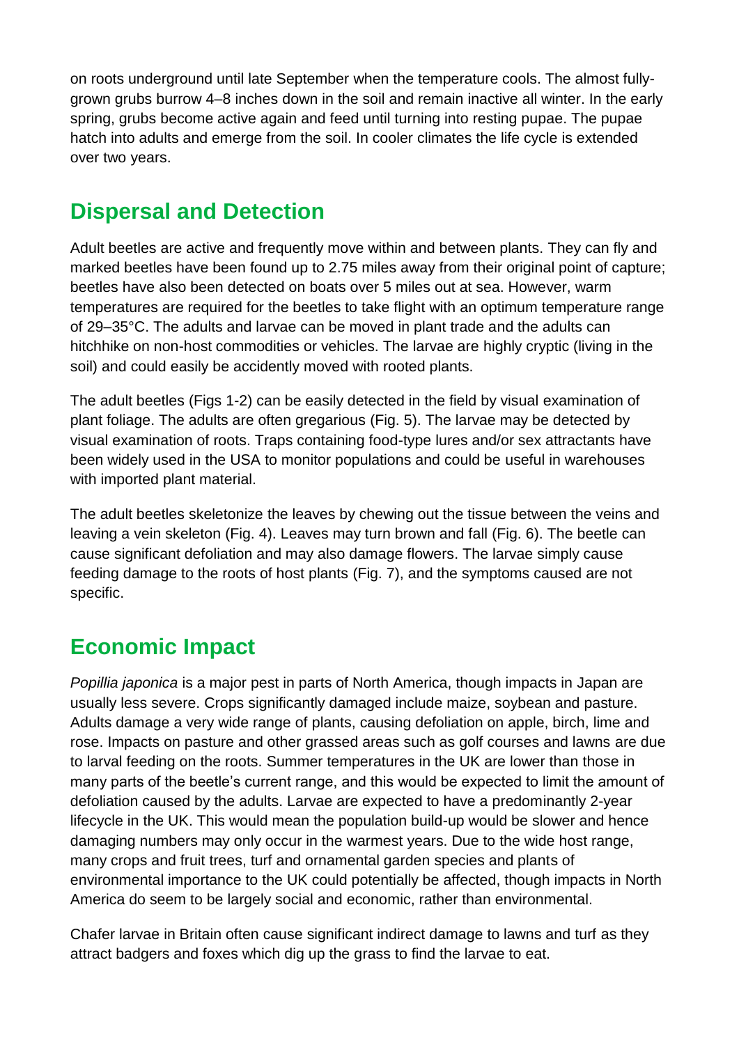on roots underground until late September when the temperature cools. The almost fully-grown grubs burrow 4–8 inches down in the soil and remain inactive all winter. In the early spring, grubs become active again and feed until turning into resting pupae. The pupae hatch into adults and emerge from the soil. In cooler climates the life cycle is extended over two years.

## Dispersal and Detection

Adult beetles are active and frequently move within and between plants. They can fly and marked beetles have been found up to 2.75 miles away from their original point of capture; beetles have also been detected on boats over 5 miles out at sea. However, warm temperatures are required for the beetles to take flight with an optimum temperature range of 29–35°C. The adults and larvae can be moved in plant trade and the adults can hitchhike on non-host commodities or vehicles. The larvae are highly cryptic (living in the soil) and could easily be accidently moved with rooted plants.

The adult beetles (Figs 1-2) can be easily detected in the field by visual examination of plant foliage. The adults are often gregarious (Fig. 5). The larvae may be detected by visual examination of roots. Traps containing food-type lures and/or sex attractants have been widely used in the USA to monitor populations and could be useful in warehouses with imported plant material.

The adult beetles skeletonize the leaves by chewing out the tissue between the veins and leaving a vein skeleton (Fig. 4). Leaves may turn brown and fall (Fig. 6). The beetle can cause significant defoliation and may also damage flowers. The larvae simply cause feeding damage to the roots of host plants (Fig. 7), and the symptoms caused are not specific.

## Economic Impact

*Popillia japonica* is a major pest in parts of North America, though impacts in Japan are usually less severe. Crops significantly damaged include maize, soybean and pasture. Adults damage a very wide range of plants, causing defoliation on apple, birch, lime and rose. Impacts on pasture and other grassed areas such as golf courses and lawns are due to larval feeding on the roots. Summer temperatures in the UK are lower than those in many parts of the beetle's current range, and this would be expected to limit the amount of defoliation caused by the adults. Larvae are expected to have a predominantly 2-year lifecycle in the UK. This would mean the population build-up would be slower and hence damaging numbers may only occur in the warmest years. Due to the wide host range, many crops and fruit trees, turf and ornamental garden species and plants of environmental importance to the UK could potentially be affected, though impacts in North America do seem to be largely social and economic, rather than environmental.

Chafer larvae in Britain often cause significant indirect damage to lawns and turf as they attract badgers and foxes which dig up the grass to find the larvae to eat.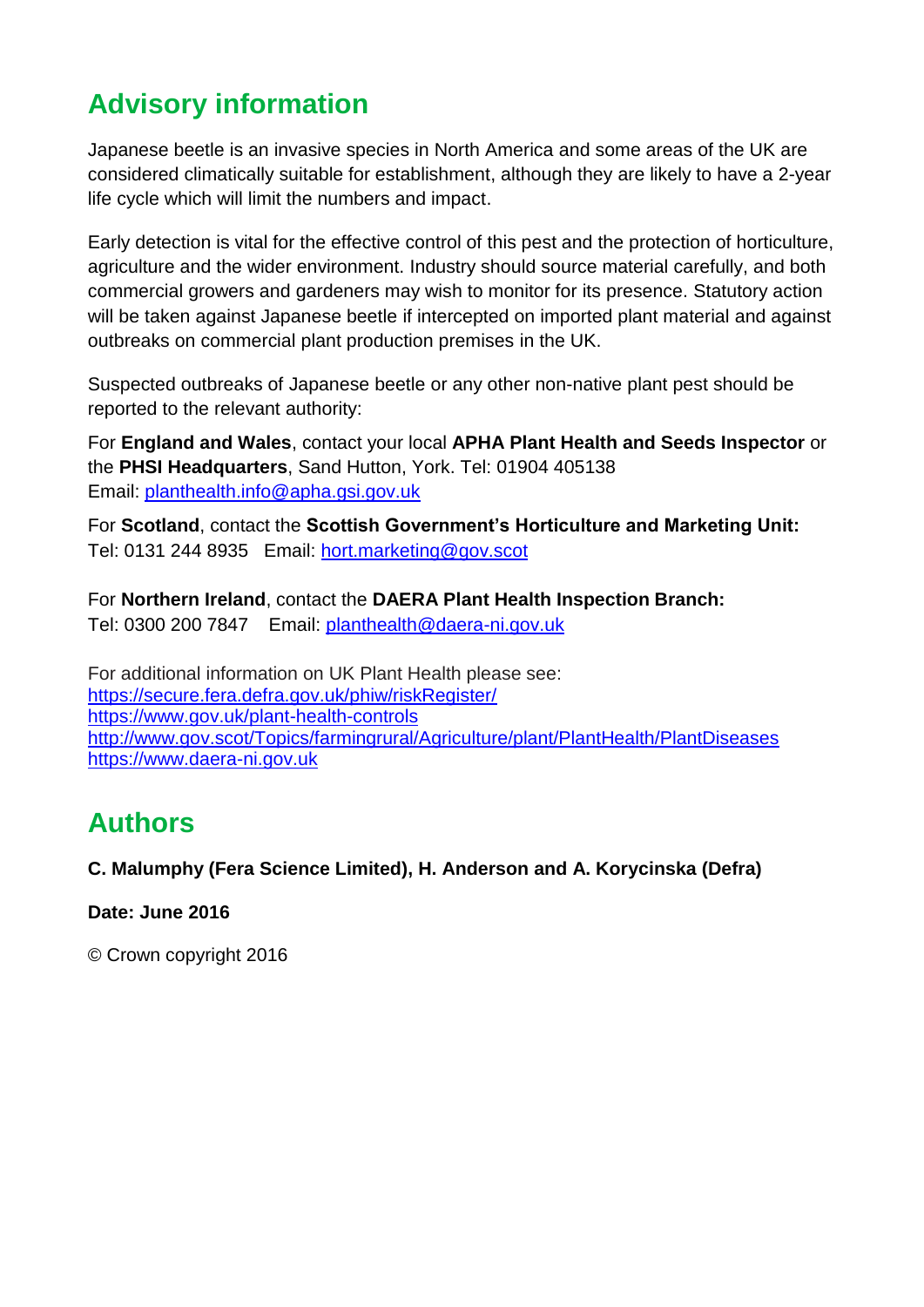## Advisory information

Japanese beetle is an invasive species in North America and some areas of the UK are considered climatically suitable for establishment, although they are likely to have a 2-year life cycle which will limit the numbers and impact.

Early detection is vital for the effective control of this pest and the protection of horticulture, agriculture and the wider environment. Industry should source material carefully, and both commercial growers and gardeners may wish to monitor for its presence. Statutory action will be taken against Japanese beetle if intercepted on imported plant material and against outbreaks on commercial plant production premises in the UK.

Suspected outbreaks of Japanese beetle or any other non-native plant pest should be reported to the relevant authority:

For **England and Wales**, contact your local **APHA Plant Health and Seeds Inspector** or the **PHSI Headquarters**, Sand Hutton, York. Tel: 01904 405138
Email: planthealth.info@apha.gsi.gov.uk

For **Scotland**, contact the **Scottish Government's Horticulture and Marketing Unit:**
Tel: 0131 244 8935 Email: hort.marketing@gov.scot

For **Northern Ireland**, contact the **DAERA Plant Health Inspection Branch:**
Tel: 0300 200 7847 Email: planthealth@daera-ni.gov.uk

For additional information on UK Plant Health please see:
https://secure.fera.defra.gov.uk/phiw/riskRegister/
https://www.gov.uk/plant-health-controls
http://www.gov.scot/Topics/farmingrural/Agriculture/plant/PlantHealth/PlantDiseases
https://www.daera-ni.gov.uk

## Authors

**C. Malumphy (Fera Science Limited), H. Anderson and A. Korycinska (Defra)**

**Date: June 2016**

© Crown copyright 2016